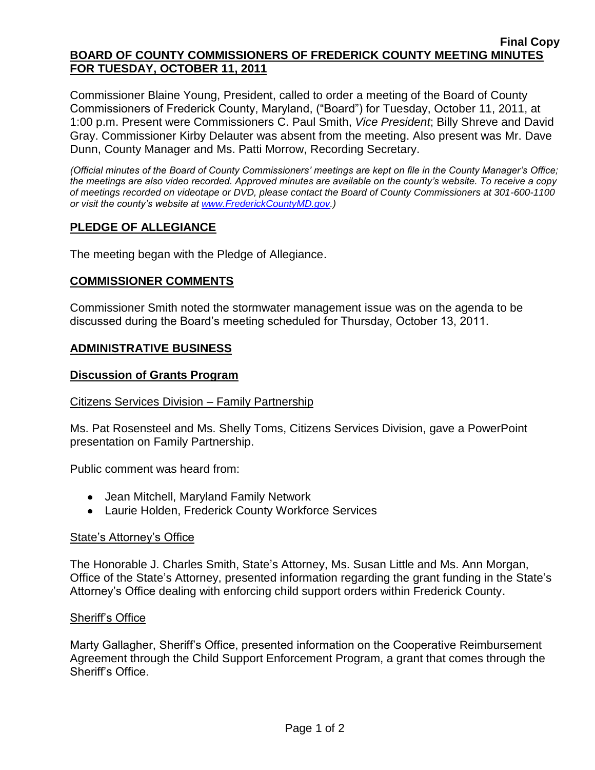**Final Copy**

# BOARD OF COUNTY COMMISSIONERS OF FREDERICK COUNTY MEETING MINUTES FOR TUESDAY, OCTOBER 11, 2011

Commissioner Blaine Young, President, called to order a meeting of the Board of County Commissioners of Frederick County, Maryland, ("Board") for Tuesday, October 11, 2011, at 1:00 p.m. Present were Commissioners C. Paul Smith, *Vice President*; Billy Shreve and David Gray. Commissioner Kirby Delauter was absent from the meeting. Also present was Mr. Dave Dunn, County Manager and Ms. Patti Morrow, Recording Secretary.

*(Official minutes of the Board of County Commissioners' meetings are kept on file in the County Manager's Office; the meetings are also video recorded. Approved minutes are available on the county's website. To receive a copy of meetings recorded on videotape or DVD, please contact the Board of County Commissioners at 301-600-1100 or visit the county's website at [www.FrederickCountyMD.gov](http://www.FrederickCountyMD.gov).)*

## PLEDGE OF ALLEGIANCE

The meeting began with the Pledge of Allegiance.

## COMMISSIONER COMMENTS

Commissioner Smith noted the stormwater management issue was on the agenda to be discussed during the Board's meeting scheduled for Thursday, October 13, 2011.

## ADMINISTRATIVE BUSINESS

### Discussion of Grants Program

#### Citizens Services Division – Family Partnership

Ms. Pat Rosensteel and Ms. Shelly Toms, Citizens Services Division, gave a PowerPoint presentation on Family Partnership.

Public comment was heard from:

- Jean Mitchell, Maryland Family Network
- Laurie Holden, Frederick County Workforce Services

#### State's Attorney's Office

The Honorable J. Charles Smith, State's Attorney, Ms. Susan Little and Ms. Ann Morgan, Office of the State's Attorney, presented information regarding the grant funding in the State's Attorney's Office dealing with enforcing child support orders within Frederick County.

#### Sheriff's Office

Marty Gallagher, Sheriff's Office, presented information on the Cooperative Reimbursement Agreement through the Child Support Enforcement Program, a grant that comes through the Sheriff's Office.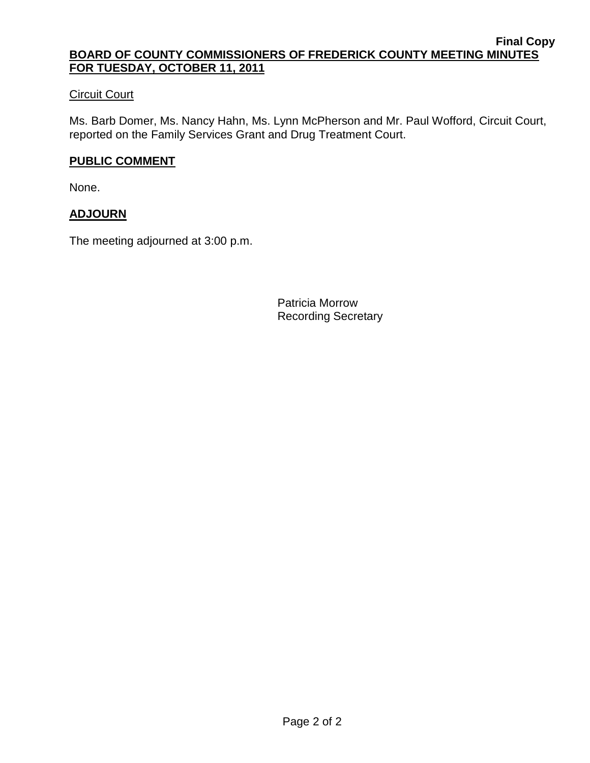Circuit Court

Ms. Barb Domer, Ms. Nancy Hahn, Ms. Lynn McPherson and Mr. Paul Wofford, Circuit Court, reported on the Family Services Grant and Drug Treatment Court.

## PUBLIC COMMENT

None.

## ADJOURN

The meeting adjourned at 3:00 p.m.

Patricia Morrow
Recording Secretary